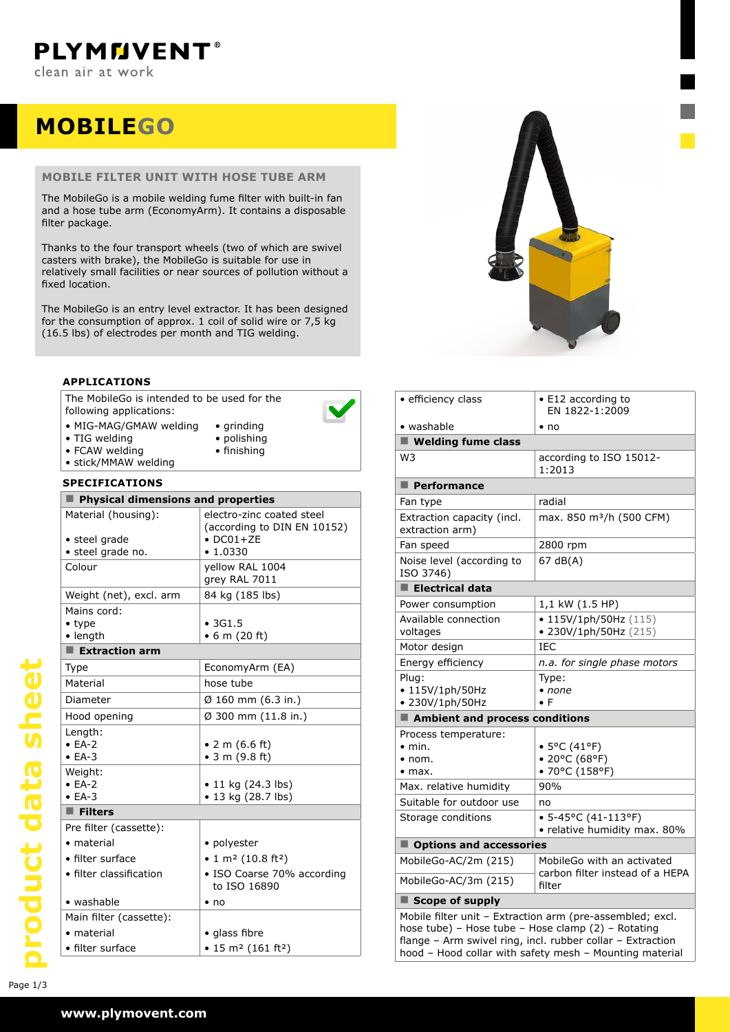# MOBILEGO

## MOBILE FILTER UNIT WITH HOSE TUBE ARM

The MobileGo is a mobile welding fume filter with built-in fan and a hose tube arm (EconomyArm). It contains a disposable filter package.

Thanks to the four transport wheels (two of which are swivel casters with brake), the MobileGo is suitable for use in relatively small facilities or near sources of pollution without a fixed location.

The MobileGo is an entry level extractor. It has been designed for the consumption of approx. 1 coil of solid wire or 7,5 kg (16.5 lbs) of electrodes per month and TIG welding.

### APPLICATIONS

The MobileGo is intended to be used for the following applications:

- MIG-MAG/GMAW welding
- TIG welding
- FCAW welding
- stick/MMAW welding
- grinding
- polishing
- finishing

### SPECIFICATIONS

| **Physical dimensions and properties** | |
|---|---|
| Material (housing):<br>• steel grade<br>• steel grade no. | electro-zinc coated steel (according to DIN EN 10152)<br>• DC01+ZE<br>• 1.0330 |
| Colour | yellow RAL 1004<br>grey RAL 7011 |
| Weight (net), excl. arm | 84 kg (185 lbs) |
| Mains cord:<br>• type<br>• length | <br>• 3G1.5<br>• 6 m (20 ft) |
| **Extraction arm** | |
| Type | EconomyArm (EA) |
| Material | hose tube |
| Diameter | Ø 160 mm (6.3 in.) |
| Hood opening | Ø 300 mm (11.8 in.) |
| Length:<br>• EA-2<br>• EA-3 | <br>• 2 m (6.6 ft)<br>• 3 m (9.8 ft) |
| Weight:<br>• EA-2<br>• EA-3 | <br>• 11 kg (24.3 lbs)<br>• 13 kg (28.7 lbs) |
| **Filters** | |
| Pre filter (cassette):<br>• material<br>• filter surface<br>• filter classification<br>• washable | <br>• polyester<br>• 1 m² (10.8 ft²)<br>• ISO Coarse 70% according to ISO 16890<br>• no |
| Main filter (cassette):<br>• material<br>• filter surface<br>• efficiency class<br>• washable | <br>• glass fibre<br>• 15 m² (161 ft²)<br>• E12 according to EN 1822-1:2009<br>• no |
| **Welding fume class** | |
| W3 | according to ISO 15012-1:2013 |
| **Performance** | |
| Fan type | radial |
| Extraction capacity (incl. extraction arm) | max. 850 m³/h (500 CFM) |
| Fan speed | 2800 rpm |
| Noise level (according to ISO 3746) | 67 dB(A) |
| **Electrical data** | |
| Power consumption | 1,1 kW (1.5 HP) |
| Available connection voltages | • 115V/1ph/50Hz (115)<br>• 230V/1ph/50Hz (215) |
| Motor design | IEC |
| Energy efficiency | *n.a. for single phase motors* |
| Plug:<br>• 115V/1ph/50Hz<br>• 230V/1ph/50Hz | Type:<br>• *none*<br>• F |
| **Ambient and process conditions** | |
| Process temperature:<br>• min.<br>• nom.<br>• max. | <br>• 5°C (41°F)<br>• 20°C (68°F)<br>• 70°C (158°F) |
| Max. relative humidity | 90% |
| Suitable for outdoor use | no |
| Storage conditions | • 5-45°C (41-113°F)<br>• relative humidity max. 80% |
| **Options and accessories** | |
| MobileGo-AC/2m (215) | MobileGo with an activated carbon filter instead of a HEPA filter |
| MobileGo-AC/3m (215) | |
| **Scope of supply** | |

Mobile filter unit – Extraction arm (pre-assembled; excl. hose tube) – Hose tube – Hose clamp (2) – Rotating flange – Arm swivel ring, incl. rubber collar – Extraction hood – Hood collar with safety mesh – Mounting material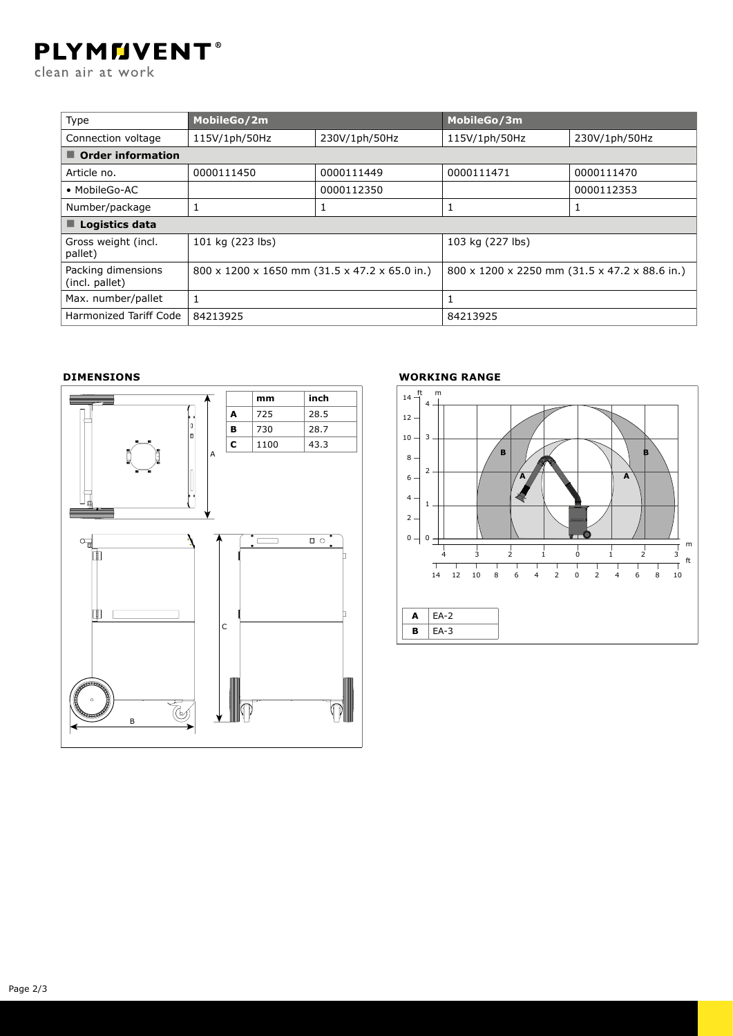| Type | MobileGo/2m | | MobileGo/3m | |
|---|---|---|---|---|
| Connection voltage | 115V/1ph/50Hz | 230V/1ph/50Hz | 115V/1ph/50Hz | 230V/1ph/50Hz |
| **Order information** | | | | |
| Article no. | 0000111450 | 0000111449 | 0000111471 | 0000111470 |
| • MobileGo-AC | | 0000112350 | | 0000112353 |
| Number/package | 1 | 1 | 1 | 1 |
| **Logistics data** | | | | |
| Gross weight (incl. pallet) | 101 kg (223 lbs) | | 103 kg (227 lbs) | |
| Packing dimensions (incl. pallet) | 800 x 1200 x 1650 mm (31.5 x 47.2 x 65.0 in.) | | 800 x 1200 x 2250 mm (31.5 x 47.2 x 88.6 in.) | |
| Max. number/pallet | 1 | | 1 | |
| Harmonized Tariff Code | 84213925 | | 84213925 | |

## DIMENSIONS

| | mm | inch |
|---|---|---|
| **A** | 725 | 28.5 |
| **B** | 730 | 28.7 |
| **C** | 1100 | 43.3 |

## WORKING RANGE

| | |
|---|---|
| **A** | EA-2 |
| **B** | EA-3 |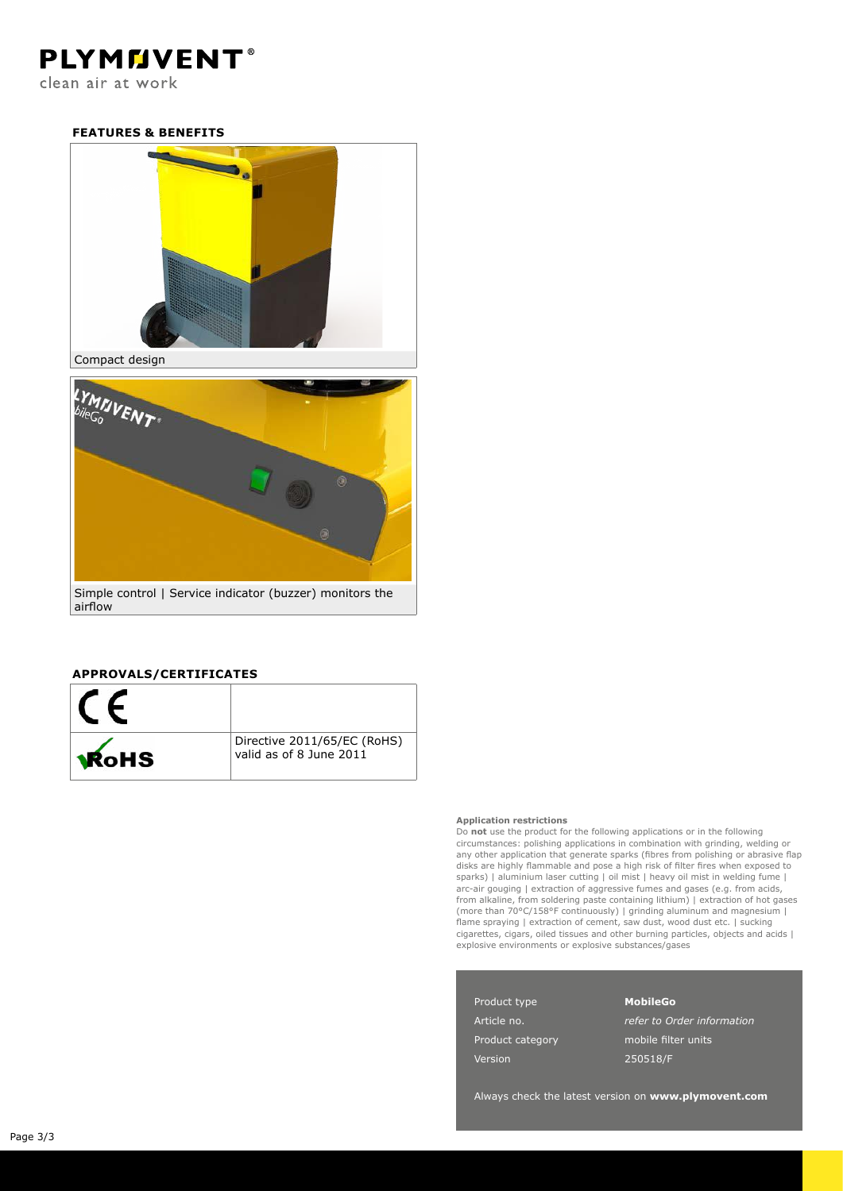## FEATURES & BENEFITS

Compact design

Simple control | Service indicator (buzzer) monitors the airflow

## APPROVALS/CERTIFICATES

| | |
|---|---|
| CE | |
| RoHS | Directive 2011/65/EC (RoHS) valid as of 8 June 2011 |

**Application restrictions**

Do **not** use the product for the following applications or in the following circumstances: polishing applications in combination with grinding, welding or any other application that generate sparks (fibres from polishing or abrasive flap disks are highly flammable and pose a high risk of filter fires when exposed to sparks) | aluminium laser cutting | oil mist | heavy oil mist in welding fume | arc-air gouging | extraction of aggressive fumes and gases (e.g. from acids, from alkaline, from soldering paste containing lithium) | extraction of hot gases (more than 70°C/158°F continuously) | grinding aluminum and magnesium | flame spraying | extraction of cement, saw dust, wood dust etc. | sucking cigarettes, cigars, oiled tissues and other burning particles, objects and acids | explosive environments or explosive substances/gases

| | |
|---|---|
| Product type | **MobileGo** |
| Article no. | *refer to Order information* |
| Product category | mobile filter units |
| Version | 250518/F |

Always check the latest version on **www.plymovent.com**